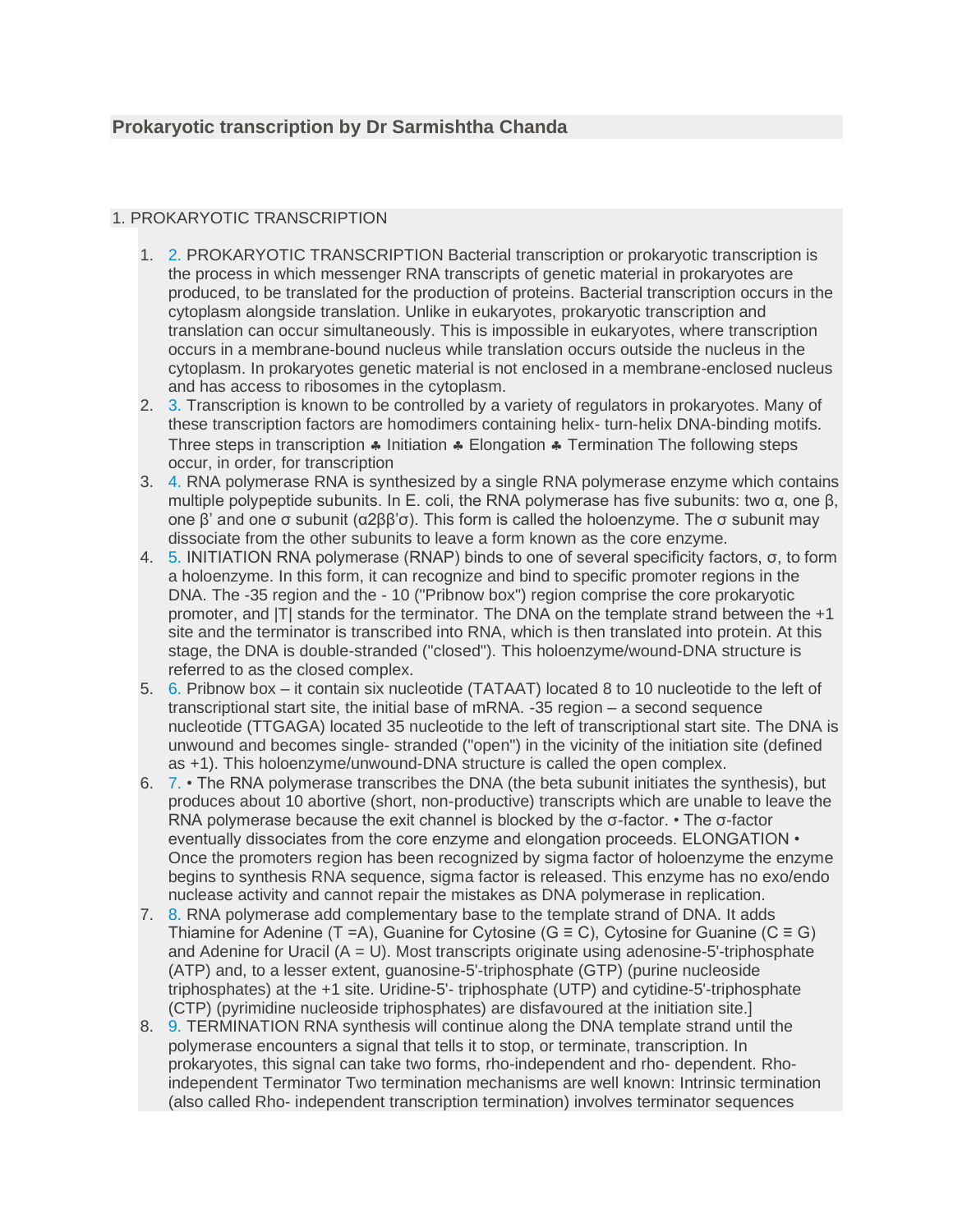**Prokaryotic transcription by Dr Sarmishtha Chanda**

1. PROKARYOTIC TRANSCRIPTION

1. 2. PROKARYOTIC TRANSCRIPTION Bacterial transcription or prokaryotic transcription is the process in which messenger RNA transcripts of genetic material in prokaryotes are produced, to be translated for the production of proteins. Bacterial transcription occurs in the cytoplasm alongside translation. Unlike in eukaryotes, prokaryotic transcription and translation can occur simultaneously. This is impossible in eukaryotes, where transcription occurs in a membrane-bound nucleus while translation occurs outside the nucleus in the cytoplasm. In prokaryotes genetic material is not enclosed in a membrane-enclosed nucleus and has access to ribosomes in the cytoplasm.
2. 3. Transcription is known to be controlled by a variety of regulators in prokaryotes. Many of these transcription factors are homodimers containing helix- turn-helix DNA-binding motifs. Three steps in transcription ♣ Initiation ♣ Elongation ♣ Termination The following steps occur, in order, for transcription
3. 4. RNA polymerase RNA is synthesized by a single RNA polymerase enzyme which contains multiple polypeptide subunits. In E. coli, the RNA polymerase has five subunits: two α, one β, one β' and one σ subunit (α2ββ'σ). This form is called the holoenzyme. The σ subunit may dissociate from the other subunits to leave a form known as the core enzyme.
4. 5. INITIATION RNA polymerase (RNAP) binds to one of several specificity factors, σ, to form a holoenzyme. In this form, it can recognize and bind to specific promoter regions in the DNA. The -35 region and the - 10 ("Pribnow box") region comprise the core prokaryotic promoter, and |T| stands for the terminator. The DNA on the template strand between the +1 site and the terminator is transcribed into RNA, which is then translated into protein. At this stage, the DNA is double-stranded ("closed"). This holoenzyme/wound-DNA structure is referred to as the closed complex.
5. 6. Pribnow box – it contain six nucleotide (TATAAT) located 8 to 10 nucleotide to the left of transcriptional start site, the initial base of mRNA. -35 region – a second sequence nucleotide (TTGAGA) located 35 nucleotide to the left of transcriptional start site. The DNA is unwound and becomes single- stranded ("open") in the vicinity of the initiation site (defined as +1). This holoenzyme/unwound-DNA structure is called the open complex.
6. 7. • The RNA polymerase transcribes the DNA (the beta subunit initiates the synthesis), but produces about 10 abortive (short, non-productive) transcripts which are unable to leave the RNA polymerase because the exit channel is blocked by the σ-factor. • The σ-factor eventually dissociates from the core enzyme and elongation proceeds. ELONGATION • Once the promoters region has been recognized by sigma factor of holoenzyme the enzyme begins to synthesis RNA sequence, sigma factor is released. This enzyme has no exo/endo nuclease activity and cannot repair the mistakes as DNA polymerase in replication.
7. 8. RNA polymerase add complementary base to the template strand of DNA. It adds Thiamine for Adenine (T =A), Guanine for Cytosine (G ≡ C), Cytosine for Guanine (C ≡ G) and Adenine for Uracil (A = U). Most transcripts originate using adenosine-5'-triphosphate (ATP) and, to a lesser extent, guanosine-5'-triphosphate (GTP) (purine nucleoside triphosphates) at the +1 site. Uridine-5'- triphosphate (UTP) and cytidine-5'-triphosphate (CTP) (pyrimidine nucleoside triphosphates) are disfavoured at the initiation site.]
8. 9. TERMINATION RNA synthesis will continue along the DNA template strand until the polymerase encounters a signal that tells it to stop, or terminate, transcription. In prokaryotes, this signal can take two forms, rho-independent and rho- dependent. Rho-independent Terminator Two termination mechanisms are well known: Intrinsic termination (also called Rho- independent transcription termination) involves terminator sequences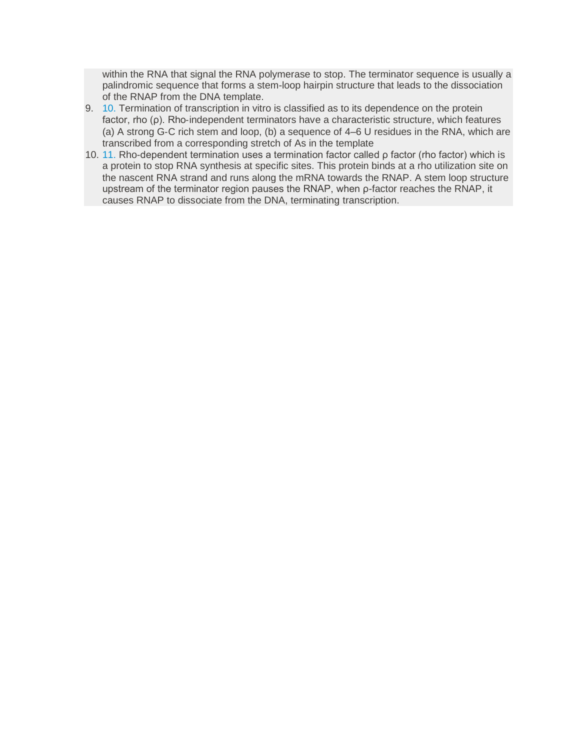within the RNA that signal the RNA polymerase to stop. The terminator sequence is usually a palindromic sequence that forms a stem-loop hairpin structure that leads to the dissociation of the RNAP from the DNA template.

9. 10. Termination of transcription in vitro is classified as to its dependence on the protein factor, rho (ρ). Rho-independent terminators have a characteristic structure, which features (a) A strong G-C rich stem and loop, (b) a sequence of 4–6 U residues in the RNA, which are transcribed from a corresponding stretch of As in the template
10. 11. Rho-dependent termination uses a termination factor called ρ factor (rho factor) which is a protein to stop RNA synthesis at specific sites. This protein binds at a rho utilization site on the nascent RNA strand and runs along the mRNA towards the RNAP. A stem loop structure upstream of the terminator region pauses the RNAP, when ρ-factor reaches the RNAP, it causes RNAP to dissociate from the DNA, terminating transcription.